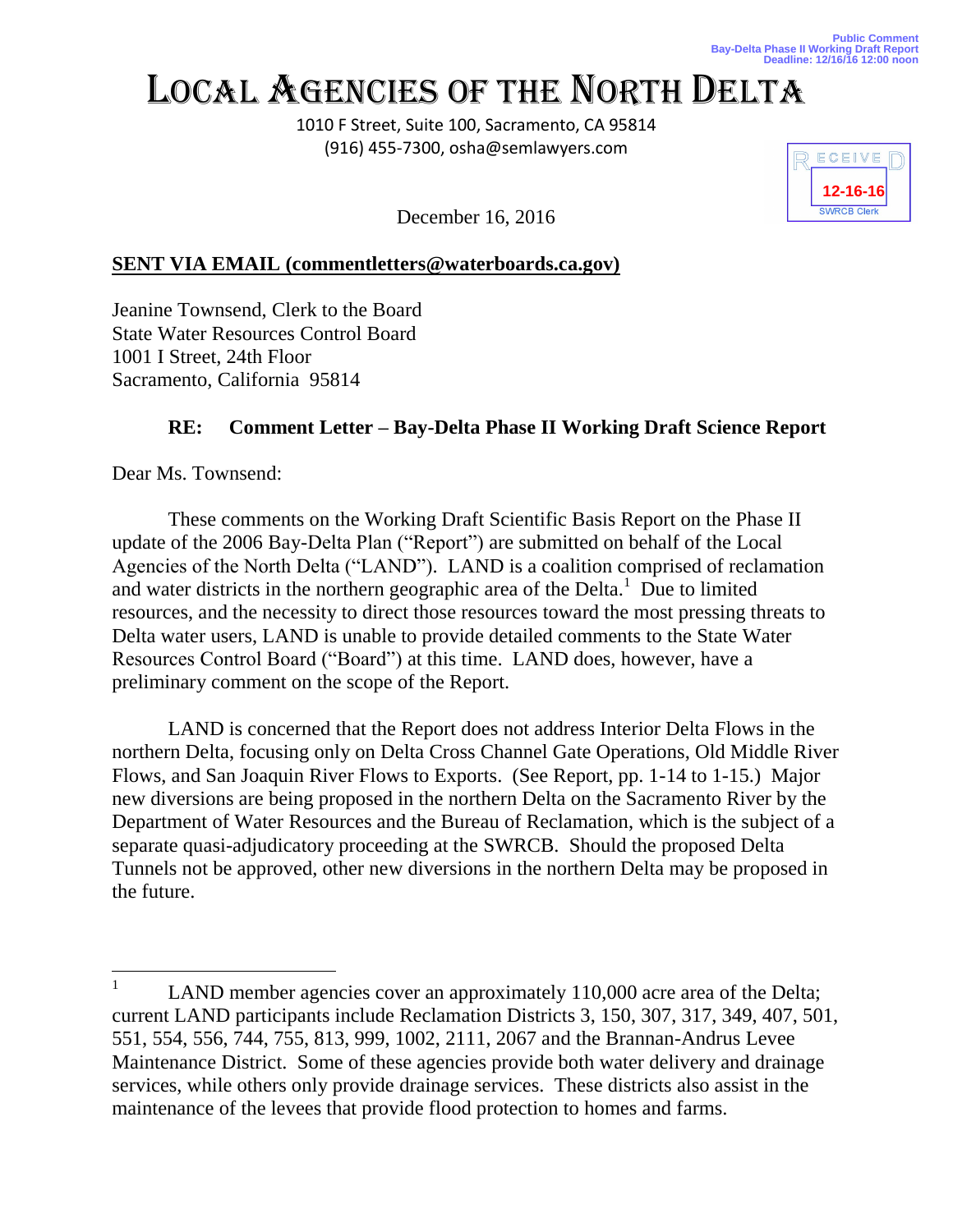Public Comment
Bay-Delta Phase II Working Draft Report
Deadline: 12/16/16 12:00 noon

# LOCAL AGENCIES OF THE NORTH DELTA

1010 F Street, Suite 100, Sacramento, CA 95814
(916) 455-7300, osha@semlawyers.com

RECEIVED
12-16-16
SWRCB Clerk

December 16, 2016

**SENT VIA EMAIL (commentletters@waterboards.ca.gov)**

Jeanine Townsend, Clerk to the Board
State Water Resources Control Board
1001 I Street, 24th Floor
Sacramento, California 95814

**RE: Comment Letter – Bay-Delta Phase II Working Draft Science Report**

Dear Ms. Townsend:

These comments on the Working Draft Scientific Basis Report on the Phase II update of the 2006 Bay-Delta Plan ("Report") are submitted on behalf of the Local Agencies of the North Delta ("LAND"). LAND is a coalition comprised of reclamation and water districts in the northern geographic area of the Delta.[1] Due to limited resources, and the necessity to direct those resources toward the most pressing threats to Delta water users, LAND is unable to provide detailed comments to the State Water Resources Control Board ("Board") at this time. LAND does, however, have a preliminary comment on the scope of the Report.

LAND is concerned that the Report does not address Interior Delta Flows in the northern Delta, focusing only on Delta Cross Channel Gate Operations, Old Middle River Flows, and San Joaquin River Flows to Exports. (See Report, pp. 1-14 to 1-15.) Major new diversions are being proposed in the northern Delta on the Sacramento River by the Department of Water Resources and the Bureau of Reclamation, which is the subject of a separate quasi-adjudicatory proceeding at the SWRCB. Should the proposed Delta Tunnels not be approved, other new diversions in the northern Delta may be proposed in the future.

---

[1] LAND member agencies cover an approximately 110,000 acre area of the Delta; current LAND participants include Reclamation Districts 3, 150, 307, 317, 349, 407, 501, 551, 554, 556, 744, 755, 813, 999, 1002, 2111, 2067 and the Brannan-Andrus Levee Maintenance District. Some of these agencies provide both water delivery and drainage services, while others only provide drainage services. These districts also assist in the maintenance of the levees that provide flood protection to homes and farms.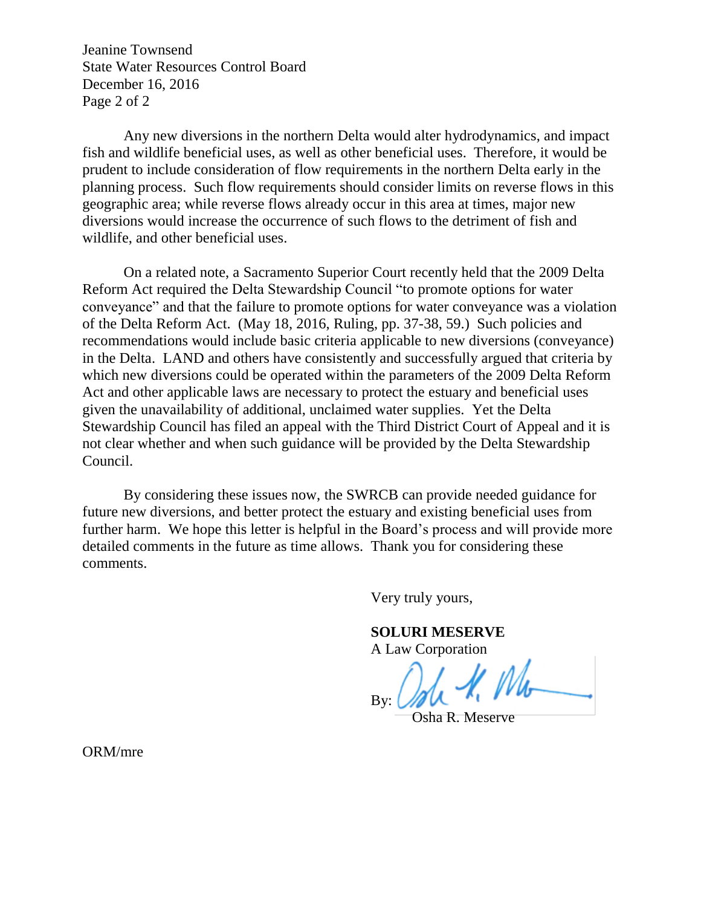Any new diversions in the northern Delta would alter hydrodynamics, and impact fish and wildlife beneficial uses, as well as other beneficial uses. Therefore, it would be prudent to include consideration of flow requirements in the northern Delta early in the planning process. Such flow requirements should consider limits on reverse flows in this geographic area; while reverse flows already occur in this area at times, major new diversions would increase the occurrence of such flows to the detriment of fish and wildlife, and other beneficial uses.

On a related note, a Sacramento Superior Court recently held that the 2009 Delta Reform Act required the Delta Stewardship Council "to promote options for water conveyance" and that the failure to promote options for water conveyance was a violation of the Delta Reform Act. (May 18, 2016, Ruling, pp. 37-38, 59.) Such policies and recommendations would include basic criteria applicable to new diversions (conveyance) in the Delta. LAND and others have consistently and successfully argued that criteria by which new diversions could be operated within the parameters of the 2009 Delta Reform Act and other applicable laws are necessary to protect the estuary and beneficial uses given the unavailability of additional, unclaimed water supplies. Yet the Delta Stewardship Council has filed an appeal with the Third District Court of Appeal and it is not clear whether and when such guidance will be provided by the Delta Stewardship Council.

By considering these issues now, the SWRCB can provide needed guidance for future new diversions, and better protect the estuary and existing beneficial uses from further harm. We hope this letter is helpful in the Board's process and will provide more detailed comments in the future as time allows. Thank you for considering these comments.

Very truly yours,

**SOLURI MESERVE**
A Law Corporation

By: 
Osha R. Meserve

ORM/mre